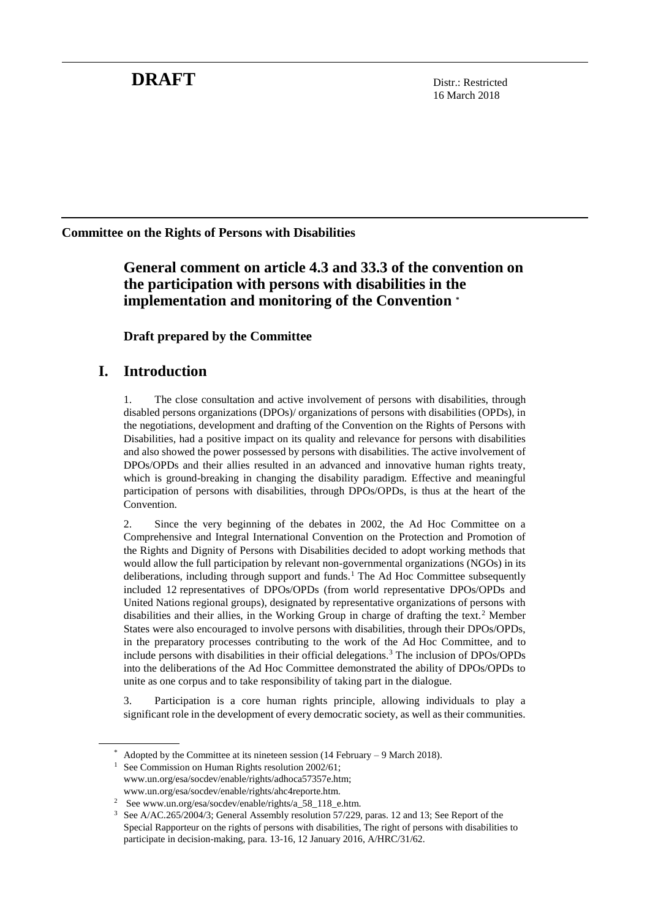**DRAFT**

Distr.: Restricted
16 March 2018

**Committee on the Rights of Persons with Disabilities**

# General comment on article 4.3 and 33.3 of the convention on the participation with persons with disabilities in the implementation and monitoring of the Convention [*]

## Draft prepared by the Committee

# I. Introduction

1. The close consultation and active involvement of persons with disabilities, through disabled persons organizations (DPOs)/ organizations of persons with disabilities (OPDs), in the negotiations, development and drafting of the Convention on the Rights of Persons with Disabilities, had a positive impact on its quality and relevance for persons with disabilities and also showed the power possessed by persons with disabilities. The active involvement of DPOs/OPDs and their allies resulted in an advanced and innovative human rights treaty, which is ground-breaking in changing the disability paradigm. Effective and meaningful participation of persons with disabilities, through DPOs/OPDs, is thus at the heart of the Convention.

2. Since the very beginning of the debates in 2002, the Ad Hoc Committee on a Comprehensive and Integral International Convention on the Protection and Promotion of the Rights and Dignity of Persons with Disabilities decided to adopt working methods that would allow the full participation by relevant non-governmental organizations (NGOs) in its deliberations, including through support and funds.[1] The Ad Hoc Committee subsequently included 12 representatives of DPOs/OPDs (from world representative DPOs/OPDs and United Nations regional groups), designated by representative organizations of persons with disabilities and their allies, in the Working Group in charge of drafting the text.[2] Member States were also encouraged to involve persons with disabilities, through their DPOs/OPDs, in the preparatory processes contributing to the work of the Ad Hoc Committee, and to include persons with disabilities in their official delegations.[3] The inclusion of DPOs/OPDs into the deliberations of the Ad Hoc Committee demonstrated the ability of DPOs/OPDs to unite as one corpus and to take responsibility of taking part in the dialogue.

3. Participation is a core human rights principle, allowing individuals to play a significant role in the development of every democratic society, as well as their communities.

---

[*] Adopted by the Committee at its nineteen session (14 February – 9 March 2018).

[1] See Commission on Human Rights resolution 2002/61; www.un.org/esa/socdev/enable/rights/adhoca57357e.htm; www.un.org/esa/socdev/enable/rights/ahc4reporte.htm.

[2] See www.un.org/esa/socdev/enable/rights/a_58_118_e.htm.

[3] See A/AC.265/2004/3; General Assembly resolution 57/229, paras. 12 and 13; See Report of the Special Rapporteur on the rights of persons with disabilities, The right of persons with disabilities to participate in decision-making, para. 13-16, 12 January 2016, A/HRC/31/62.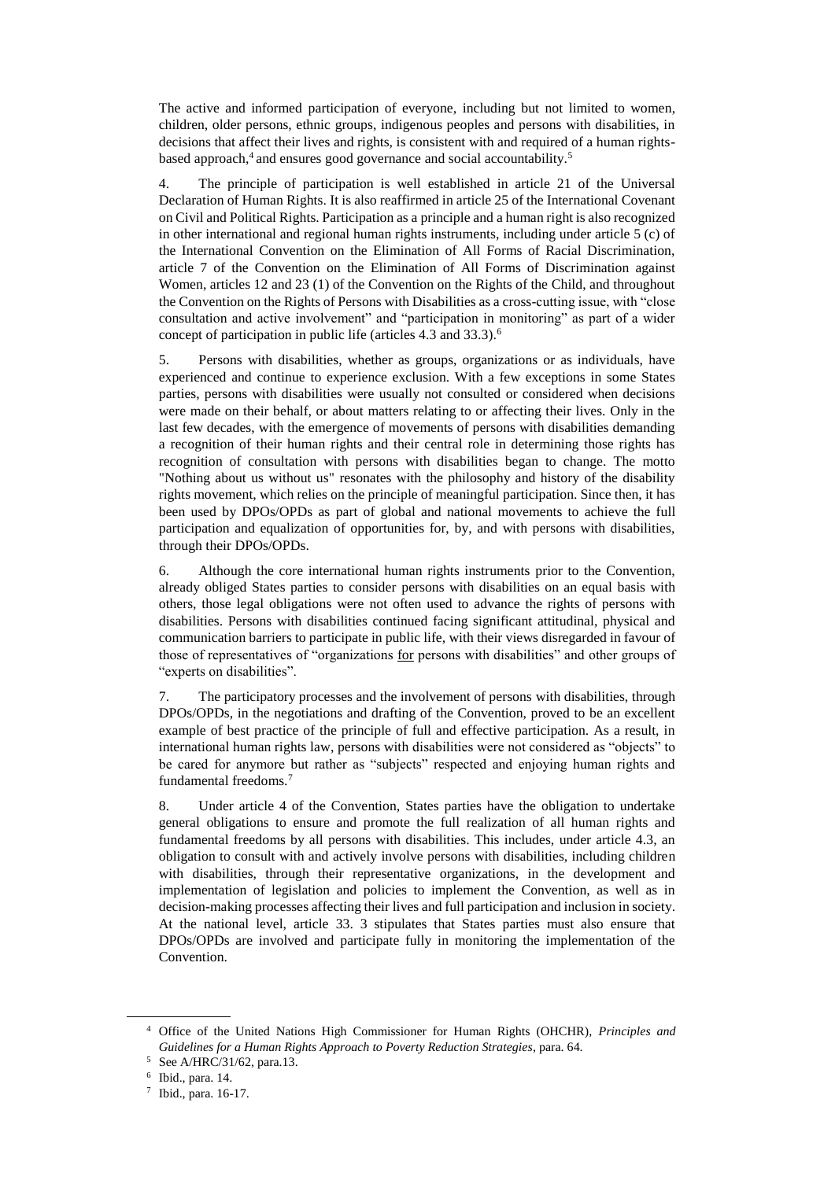The active and informed participation of everyone, including but not limited to women, children, older persons, ethnic groups, indigenous peoples and persons with disabilities, in decisions that affect their lives and rights, is consistent with and required of a human rights-based approach,[4] and ensures good governance and social accountability.[5]

4. The principle of participation is well established in article 21 of the Universal Declaration of Human Rights. It is also reaffirmed in article 25 of the International Covenant on Civil and Political Rights. Participation as a principle and a human right is also recognized in other international and regional human rights instruments, including under article 5 (c) of the International Convention on the Elimination of All Forms of Racial Discrimination, article 7 of the Convention on the Elimination of All Forms of Discrimination against Women, articles 12 and 23 (1) of the Convention on the Rights of the Child, and throughout the Convention on the Rights of Persons with Disabilities as a cross-cutting issue, with "close consultation and active involvement" and "participation in monitoring" as part of a wider concept of participation in public life (articles 4.3 and 33.3).[6]

5. Persons with disabilities, whether as groups, organizations or as individuals, have experienced and continue to experience exclusion. With a few exceptions in some States parties, persons with disabilities were usually not consulted or considered when decisions were made on their behalf, or about matters relating to or affecting their lives. Only in the last few decades, with the emergence of movements of persons with disabilities demanding a recognition of their human rights and their central role in determining those rights has recognition of consultation with persons with disabilities began to change. The motto "Nothing about us without us" resonates with the philosophy and history of the disability rights movement, which relies on the principle of meaningful participation. Since then, it has been used by DPOs/OPDs as part of global and national movements to achieve the full participation and equalization of opportunities for, by, and with persons with disabilities, through their DPOs/OPDs.

6. Although the core international human rights instruments prior to the Convention, already obliged States parties to consider persons with disabilities on an equal basis with others, those legal obligations were not often used to advance the rights of persons with disabilities. Persons with disabilities continued facing significant attitudinal, physical and communication barriers to participate in public life, with their views disregarded in favour of those of representatives of "organizations <u>for</u> persons with disabilities" and other groups of "experts on disabilities".

7. The participatory processes and the involvement of persons with disabilities, through DPOs/OPDs, in the negotiations and drafting of the Convention, proved to be an excellent example of best practice of the principle of full and effective participation. As a result, in international human rights law, persons with disabilities were not considered as "objects" to be cared for anymore but rather as "subjects" respected and enjoying human rights and fundamental freedoms.[7]

8. Under article 4 of the Convention, States parties have the obligation to undertake general obligations to ensure and promote the full realization of all human rights and fundamental freedoms by all persons with disabilities. This includes, under article 4.3, an obligation to consult with and actively involve persons with disabilities, including children with disabilities, through their representative organizations, in the development and implementation of legislation and policies to implement the Convention, as well as in decision-making processes affecting their lives and full participation and inclusion in society. At the national level, article 33. 3 stipulates that States parties must also ensure that DPOs/OPDs are involved and participate fully in monitoring the implementation of the Convention.

---

[4] Office of the United Nations High Commissioner for Human Rights (OHCHR), *Principles and Guidelines for a Human Rights Approach to Poverty Reduction Strategies*, para. 64.

[5] See A/HRC/31/62, para.13.

[6] Ibid., para. 14.

[7] Ibid., para. 16-17.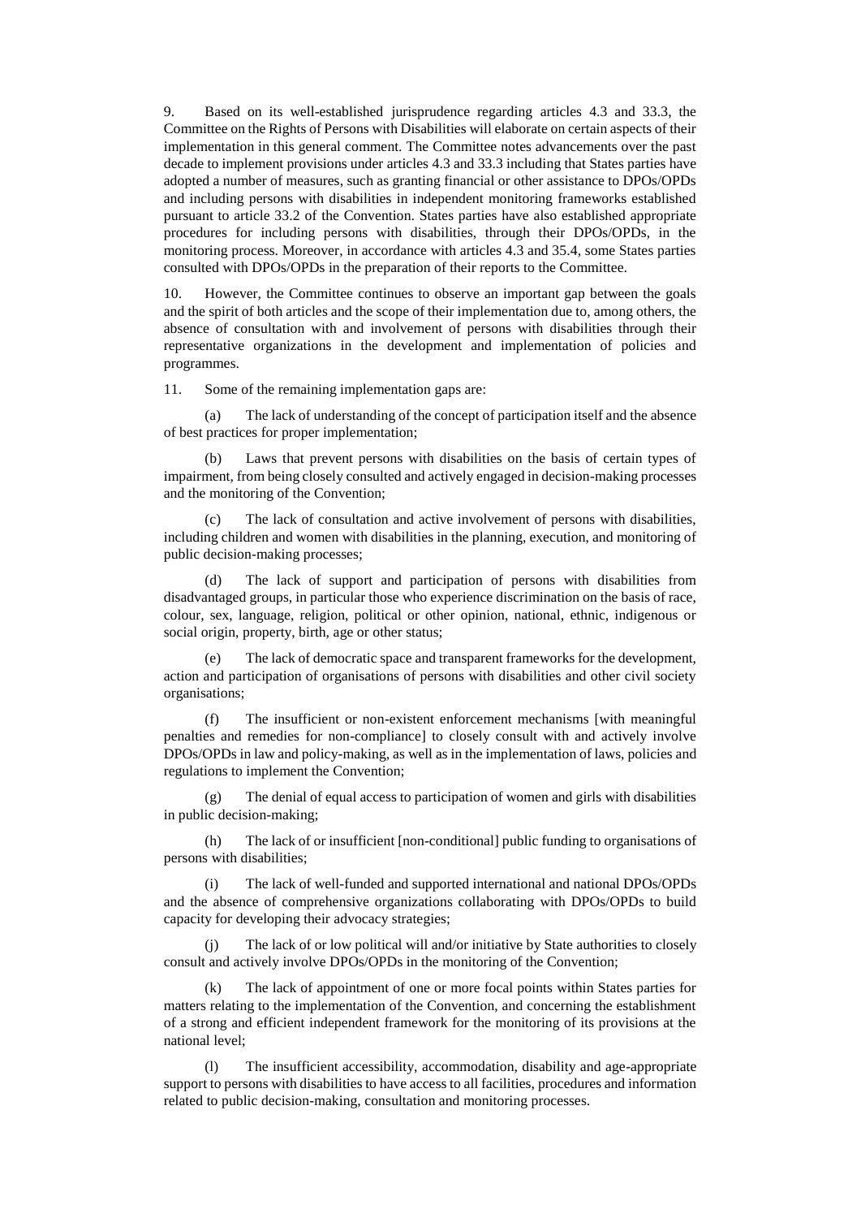9. Based on its well-established jurisprudence regarding articles 4.3 and 33.3, the Committee on the Rights of Persons with Disabilities will elaborate on certain aspects of their implementation in this general comment. The Committee notes advancements over the past decade to implement provisions under articles 4.3 and 33.3 including that States parties have adopted a number of measures, such as granting financial or other assistance to DPOs/OPDs and including persons with disabilities in independent monitoring frameworks established pursuant to article 33.2 of the Convention. States parties have also established appropriate procedures for including persons with disabilities, through their DPOs/OPDs, in the monitoring process. Moreover, in accordance with articles 4.3 and 35.4, some States parties consulted with DPOs/OPDs in the preparation of their reports to the Committee.

10. However, the Committee continues to observe an important gap between the goals and the spirit of both articles and the scope of their implementation due to, among others, the absence of consultation with and involvement of persons with disabilities through their representative organizations in the development and implementation of policies and programmes.

11. Some of the remaining implementation gaps are:

(a) The lack of understanding of the concept of participation itself and the absence of best practices for proper implementation;

(b) Laws that prevent persons with disabilities on the basis of certain types of impairment, from being closely consulted and actively engaged in decision-making processes and the monitoring of the Convention;

(c) The lack of consultation and active involvement of persons with disabilities, including children and women with disabilities in the planning, execution, and monitoring of public decision-making processes;

(d) The lack of support and participation of persons with disabilities from disadvantaged groups, in particular those who experience discrimination on the basis of race, colour, sex, language, religion, political or other opinion, national, ethnic, indigenous or social origin, property, birth, age or other status;

(e) The lack of democratic space and transparent frameworks for the development, action and participation of organisations of persons with disabilities and other civil society organisations;

(f) The insufficient or non-existent enforcement mechanisms [with meaningful penalties and remedies for non-compliance] to closely consult with and actively involve DPOs/OPDs in law and policy-making, as well as in the implementation of laws, policies and regulations to implement the Convention;

(g) The denial of equal access to participation of women and girls with disabilities in public decision-making;

(h) The lack of or insufficient [non-conditional] public funding to organisations of persons with disabilities;

(i) The lack of well-funded and supported international and national DPOs/OPDs and the absence of comprehensive organizations collaborating with DPOs/OPDs to build capacity for developing their advocacy strategies;

(j) The lack of or low political will and/or initiative by State authorities to closely consult and actively involve DPOs/OPDs in the monitoring of the Convention;

(k) The lack of appointment of one or more focal points within States parties for matters relating to the implementation of the Convention, and concerning the establishment of a strong and efficient independent framework for the monitoring of its provisions at the national level;

(l) The insufficient accessibility, accommodation, disability and age-appropriate support to persons with disabilities to have access to all facilities, procedures and information related to public decision-making, consultation and monitoring processes.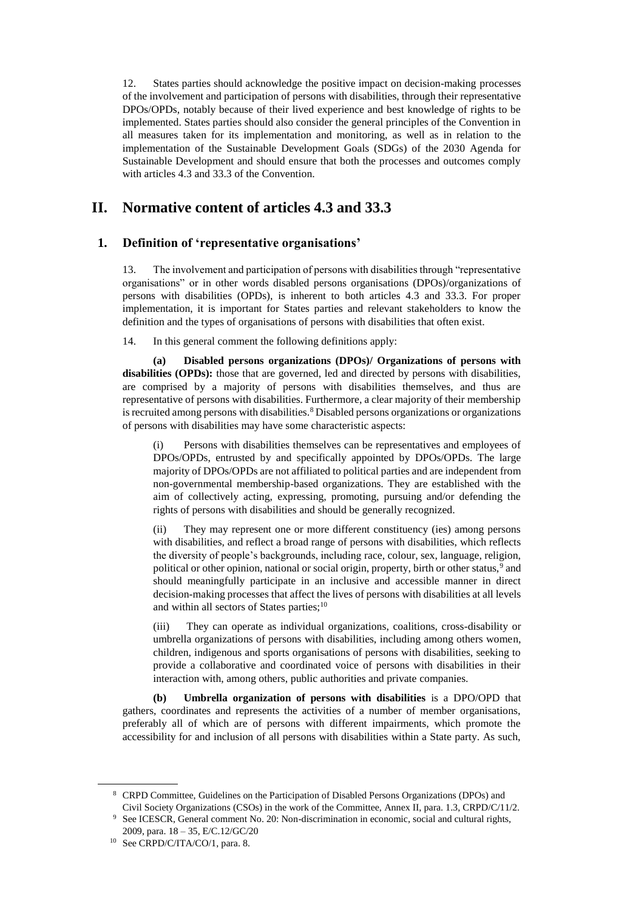12. States parties should acknowledge the positive impact on decision-making processes of the involvement and participation of persons with disabilities, through their representative DPOs/OPDs, notably because of their lived experience and best knowledge of rights to be implemented. States parties should also consider the general principles of the Convention in all measures taken for its implementation and monitoring, as well as in relation to the implementation of the Sustainable Development Goals (SDGs) of the 2030 Agenda for Sustainable Development and should ensure that both the processes and outcomes comply with articles 4.3 and 33.3 of the Convention.

# II. Normative content of articles 4.3 and 33.3

## 1. Definition of 'representative organisations'

13. The involvement and participation of persons with disabilities through "representative organisations" or in other words disabled persons organisations (DPOs)/organizations of persons with disabilities (OPDs), is inherent to both articles 4.3 and 33.3. For proper implementation, it is important for States parties and relevant stakeholders to know the definition and the types of organisations of persons with disabilities that often exist.

14. In this general comment the following definitions apply:

**(a) Disabled persons organizations (DPOs)/ Organizations of persons with disabilities (OPDs):** those that are governed, led and directed by persons with disabilities, are comprised by a majority of persons with disabilities themselves, and thus are representative of persons with disabilities. Furthermore, a clear majority of their membership is recruited among persons with disabilities.[8] Disabled persons organizations or organizations of persons with disabilities may have some characteristic aspects:

(i) Persons with disabilities themselves can be representatives and employees of DPOs/OPDs, entrusted by and specifically appointed by DPOs/OPDs. The large majority of DPOs/OPDs are not affiliated to political parties and are independent from non-governmental membership-based organizations. They are established with the aim of collectively acting, expressing, promoting, pursuing and/or defending the rights of persons with disabilities and should be generally recognized.

(ii) They may represent one or more different constituency (ies) among persons with disabilities, and reflect a broad range of persons with disabilities, which reflects the diversity of people's backgrounds, including race, colour, sex, language, religion, political or other opinion, national or social origin, property, birth or other status,[9] and should meaningfully participate in an inclusive and accessible manner in direct decision-making processes that affect the lives of persons with disabilities at all levels and within all sectors of States parties;[10]

(iii) They can operate as individual organizations, coalitions, cross-disability or umbrella organizations of persons with disabilities, including among others women, children, indigenous and sports organisations of persons with disabilities, seeking to provide a collaborative and coordinated voice of persons with disabilities in their interaction with, among others, public authorities and private companies.

**(b) Umbrella organization of persons with disabilities** is a DPO/OPD that gathers, coordinates and represents the activities of a number of member organisations, preferably all of which are of persons with different impairments, which promote the accessibility for and inclusion of all persons with disabilities within a State party. As such,

---

[8] CRPD Committee, Guidelines on the Participation of Disabled Persons Organizations (DPOs) and Civil Society Organizations (CSOs) in the work of the Committee, Annex II, para. 1.3, CRPD/C/11/2.

[9] See ICESCR, General comment No. 20: Non-discrimination in economic, social and cultural rights, 2009, para. 18 – 35, E/C.12/GC/20

[10] See CRPD/C/ITA/CO/1, para. 8.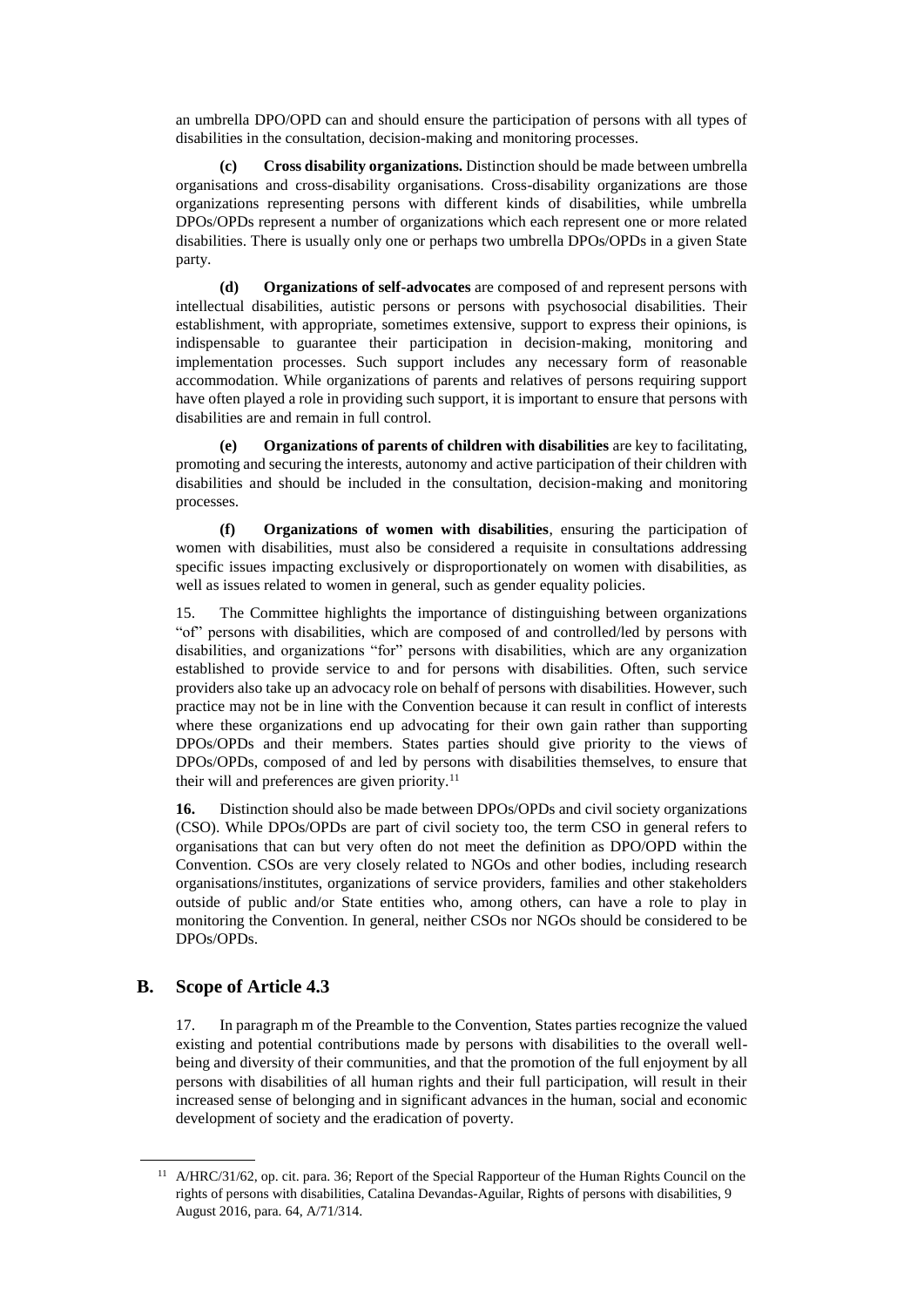an umbrella DPO/OPD can and should ensure the participation of persons with all types of disabilities in the consultation, decision-making and monitoring processes.

**(c) Cross disability organizations.** Distinction should be made between umbrella organisations and cross-disability organisations. Cross-disability organizations are those organizations representing persons with different kinds of disabilities, while umbrella DPOs/OPDs represent a number of organizations which each represent one or more related disabilities. There is usually only one or perhaps two umbrella DPOs/OPDs in a given State party.

**(d) Organizations of self-advocates** are composed of and represent persons with intellectual disabilities, autistic persons or persons with psychosocial disabilities. Their establishment, with appropriate, sometimes extensive, support to express their opinions, is indispensable to guarantee their participation in decision-making, monitoring and implementation processes. Such support includes any necessary form of reasonable accommodation. While organizations of parents and relatives of persons requiring support have often played a role in providing such support, it is important to ensure that persons with disabilities are and remain in full control.

**(e) Organizations of parents of children with disabilities** are key to facilitating, promoting and securing the interests, autonomy and active participation of their children with disabilities and should be included in the consultation, decision-making and monitoring processes.

**(f) Organizations of women with disabilities**, ensuring the participation of women with disabilities, must also be considered a requisite in consultations addressing specific issues impacting exclusively or disproportionately on women with disabilities, as well as issues related to women in general, such as gender equality policies.

15. The Committee highlights the importance of distinguishing between organizations "of" persons with disabilities, which are composed of and controlled/led by persons with disabilities, and organizations "for" persons with disabilities, which are any organization established to provide service to and for persons with disabilities. Often, such service providers also take up an advocacy role on behalf of persons with disabilities. However, such practice may not be in line with the Convention because it can result in conflict of interests where these organizations end up advocating for their own gain rather than supporting DPOs/OPDs and their members. States parties should give priority to the views of DPOs/OPDs, composed of and led by persons with disabilities themselves, to ensure that their will and preferences are given priority.[11]

**16.** Distinction should also be made between DPOs/OPDs and civil society organizations (CSO). While DPOs/OPDs are part of civil society too, the term CSO in general refers to organisations that can but very often do not meet the definition as DPO/OPD within the Convention. CSOs are very closely related to NGOs and other bodies, including research organisations/institutes, organizations of service providers, families and other stakeholders outside of public and/or State entities who, among others, can have a role to play in monitoring the Convention. In general, neither CSOs nor NGOs should be considered to be DPOs/OPDs.

## B. Scope of Article 4.3

17. In paragraph m of the Preamble to the Convention, States parties recognize the valued existing and potential contributions made by persons with disabilities to the overall well-being and diversity of their communities, and that the promotion of the full enjoyment by all persons with disabilities of all human rights and their full participation, will result in their increased sense of belonging and in significant advances in the human, social and economic development of society and the eradication of poverty.

---

[11] A/HRC/31/62, op. cit. para. 36; Report of the Special Rapporteur of the Human Rights Council on the rights of persons with disabilities, Catalina Devandas-Aguilar, Rights of persons with disabilities, 9 August 2016, para. 64, A/71/314.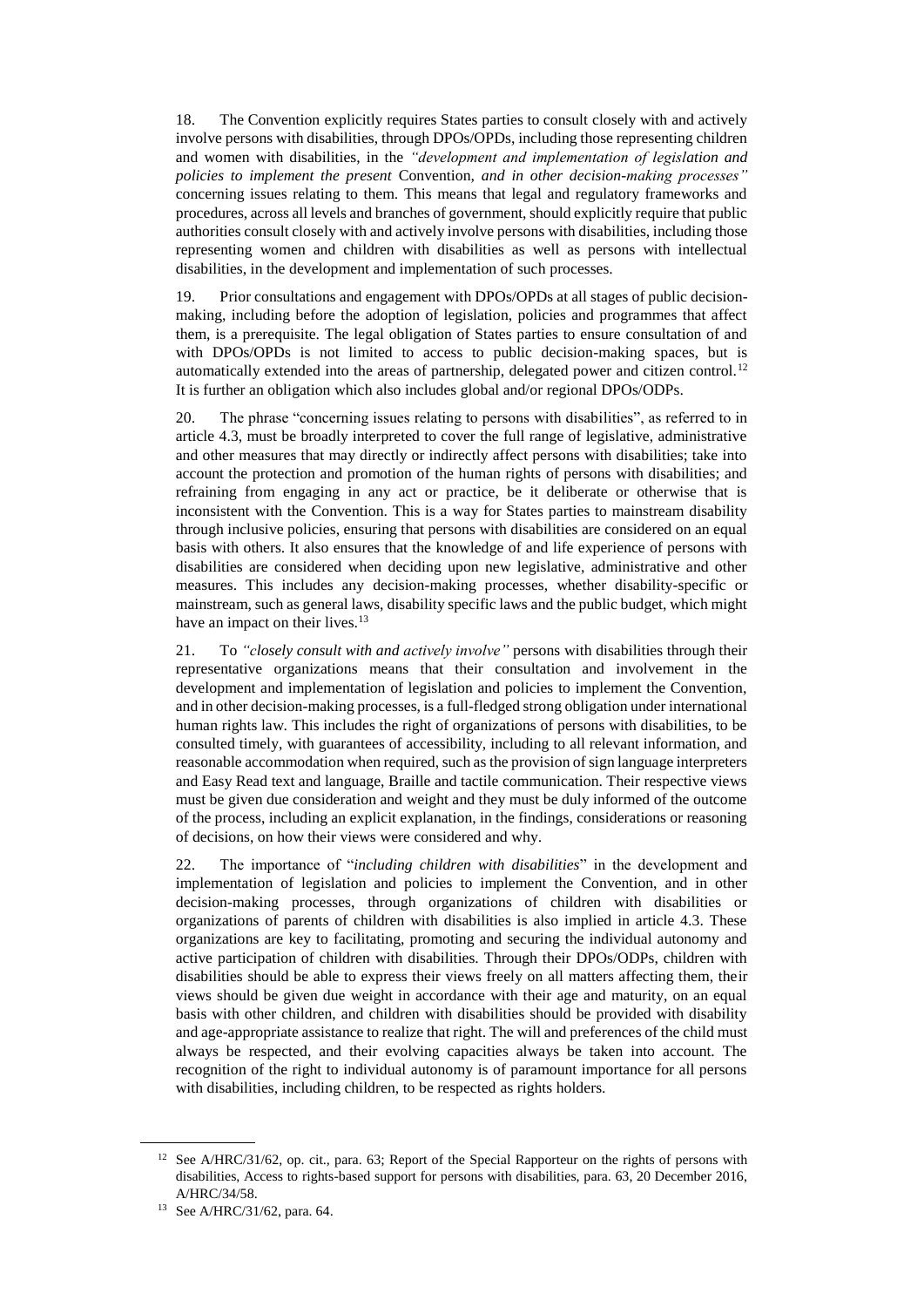18. The Convention explicitly requires States parties to consult closely with and actively involve persons with disabilities, through DPOs/OPDs, including those representing children and women with disabilities, in the *"development and implementation of legislation and policies to implement the present* Convention*, and in other decision-making processes"* concerning issues relating to them. This means that legal and regulatory frameworks and procedures, across all levels and branches of government, should explicitly require that public authorities consult closely with and actively involve persons with disabilities, including those representing women and children with disabilities as well as persons with intellectual disabilities, in the development and implementation of such processes.

19. Prior consultations and engagement with DPOs/OPDs at all stages of public decision-making, including before the adoption of legislation, policies and programmes that affect them, is a prerequisite. The legal obligation of States parties to ensure consultation of and with DPOs/OPDs is not limited to access to public decision-making spaces, but is automatically extended into the areas of partnership, delegated power and citizen control.[12] It is further an obligation which also includes global and/or regional DPOs/ODPs.

20. The phrase "concerning issues relating to persons with disabilities", as referred to in article 4.3, must be broadly interpreted to cover the full range of legislative, administrative and other measures that may directly or indirectly affect persons with disabilities; take into account the protection and promotion of the human rights of persons with disabilities; and refraining from engaging in any act or practice, be it deliberate or otherwise that is inconsistent with the Convention. This is a way for States parties to mainstream disability through inclusive policies, ensuring that persons with disabilities are considered on an equal basis with others. It also ensures that the knowledge of and life experience of persons with disabilities are considered when deciding upon new legislative, administrative and other measures. This includes any decision-making processes, whether disability-specific or mainstream, such as general laws, disability specific laws and the public budget, which might have an impact on their lives.[13]

21. To *"closely consult with and actively involve"* persons with disabilities through their representative organizations means that their consultation and involvement in the development and implementation of legislation and policies to implement the Convention, and in other decision-making processes, is a full-fledged strong obligation under international human rights law. This includes the right of organizations of persons with disabilities, to be consulted timely, with guarantees of accessibility, including to all relevant information, and reasonable accommodation when required, such as the provision of sign language interpreters and Easy Read text and language, Braille and tactile communication. Their respective views must be given due consideration and weight and they must be duly informed of the outcome of the process, including an explicit explanation, in the findings, considerations or reasoning of decisions, on how their views were considered and why.

22. The importance of "*including children with disabilities*" in the development and implementation of legislation and policies to implement the Convention, and in other decision-making processes, through organizations of children with disabilities or organizations of parents of children with disabilities is also implied in article 4.3. These organizations are key to facilitating, promoting and securing the individual autonomy and active participation of children with disabilities. Through their DPOs/ODPs, children with disabilities should be able to express their views freely on all matters affecting them, their views should be given due weight in accordance with their age and maturity, on an equal basis with other children, and children with disabilities should be provided with disability and age-appropriate assistance to realize that right. The will and preferences of the child must always be respected, and their evolving capacities always be taken into account. The recognition of the right to individual autonomy is of paramount importance for all persons with disabilities, including children, to be respected as rights holders.

---

[12] See A/HRC/31/62, op. cit., para. 63; Report of the Special Rapporteur on the rights of persons with disabilities, Access to rights-based support for persons with disabilities, para. 63, 20 December 2016, A/HRC/34/58.

[13] See A/HRC/31/62, para. 64.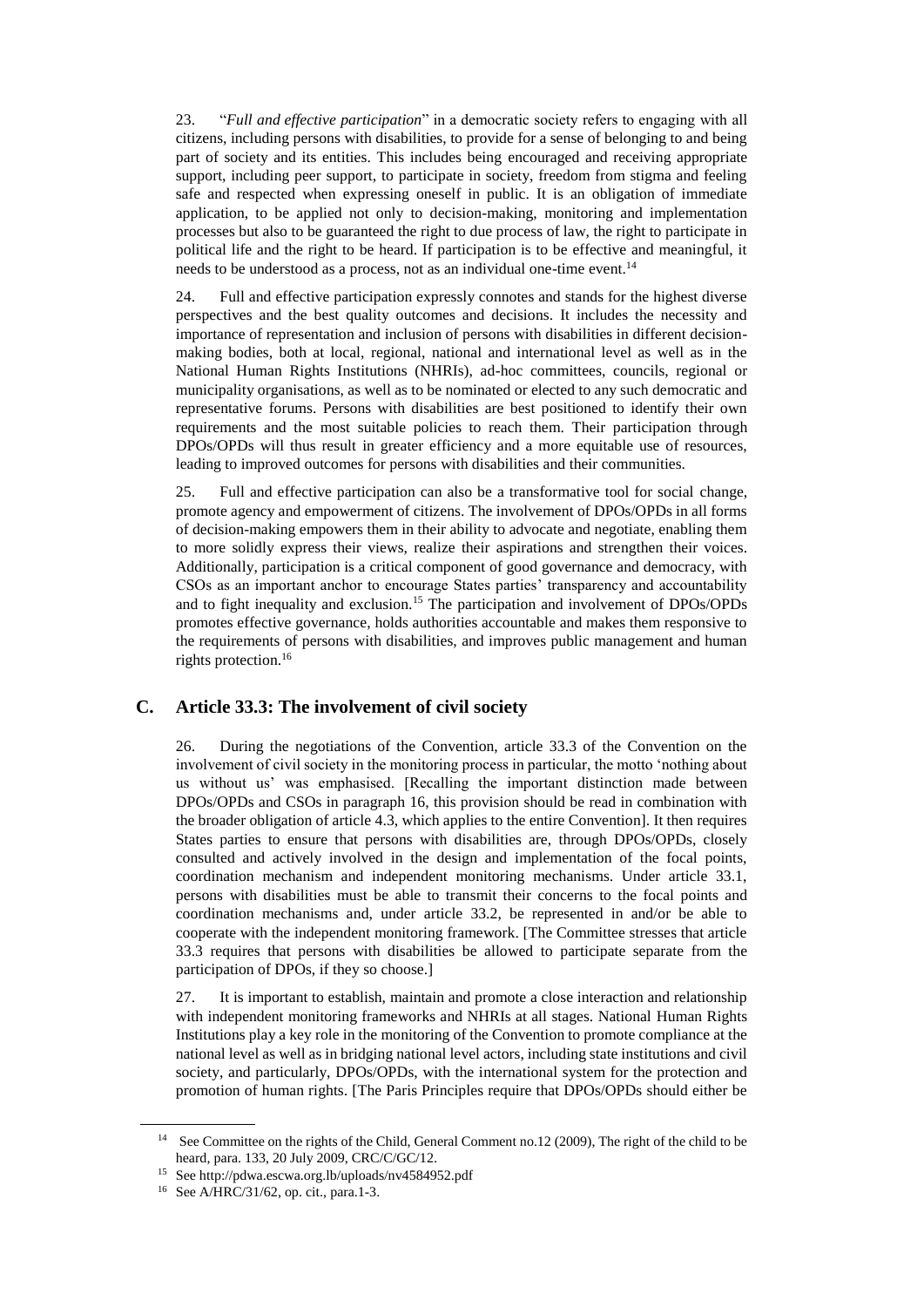23. "*Full and effective participation*" in a democratic society refers to engaging with all citizens, including persons with disabilities, to provide for a sense of belonging to and being part of society and its entities. This includes being encouraged and receiving appropriate support, including peer support, to participate in society, freedom from stigma and feeling safe and respected when expressing oneself in public. It is an obligation of immediate application, to be applied not only to decision-making, monitoring and implementation processes but also to be guaranteed the right to due process of law, the right to participate in political life and the right to be heard. If participation is to be effective and meaningful, it needs to be understood as a process, not as an individual one-time event.[14]

24. Full and effective participation expressly connotes and stands for the highest diverse perspectives and the best quality outcomes and decisions. It includes the necessity and importance of representation and inclusion of persons with disabilities in different decision-making bodies, both at local, regional, national and international level as well as in the National Human Rights Institutions (NHRIs), ad-hoc committees, councils, regional or municipality organisations, as well as to be nominated or elected to any such democratic and representative forums. Persons with disabilities are best positioned to identify their own requirements and the most suitable policies to reach them. Their participation through DPOs/OPDs will thus result in greater efficiency and a more equitable use of resources, leading to improved outcomes for persons with disabilities and their communities.

25. Full and effective participation can also be a transformative tool for social change, promote agency and empowerment of citizens. The involvement of DPOs/OPDs in all forms of decision-making empowers them in their ability to advocate and negotiate, enabling them to more solidly express their views, realize their aspirations and strengthen their voices. Additionally, participation is a critical component of good governance and democracy, with CSOs as an important anchor to encourage States parties' transparency and accountability and to fight inequality and exclusion.[15] The participation and involvement of DPOs/OPDs promotes effective governance, holds authorities accountable and makes them responsive to the requirements of persons with disabilities, and improves public management and human rights protection.[16]

## C. Article 33.3: The involvement of civil society

26. During the negotiations of the Convention, article 33.3 of the Convention on the involvement of civil society in the monitoring process in particular, the motto 'nothing about us without us' was emphasised. [Recalling the important distinction made between DPOs/OPDs and CSOs in paragraph 16, this provision should be read in combination with the broader obligation of article 4.3, which applies to the entire Convention]. It then requires States parties to ensure that persons with disabilities are, through DPOs/OPDs, closely consulted and actively involved in the design and implementation of the focal points, coordination mechanism and independent monitoring mechanisms. Under article 33.1, persons with disabilities must be able to transmit their concerns to the focal points and coordination mechanisms and, under article 33.2, be represented in and/or be able to cooperate with the independent monitoring framework. [The Committee stresses that article 33.3 requires that persons with disabilities be allowed to participate separate from the participation of DPOs, if they so choose.]

27. It is important to establish, maintain and promote a close interaction and relationship with independent monitoring frameworks and NHRIs at all stages. National Human Rights Institutions play a key role in the monitoring of the Convention to promote compliance at the national level as well as in bridging national level actors, including state institutions and civil society, and particularly, DPOs/OPDs, with the international system for the protection and promotion of human rights. [The Paris Principles require that DPOs/OPDs should either be

---

[14] See Committee on the rights of the Child, General Comment no.12 (2009), The right of the child to be heard, para. 133, 20 July 2009, CRC/C/GC/12.

[15] See http://pdwa.escwa.org.lb/uploads/nv4584952.pdf

[16] See A/HRC/31/62, op. cit., para.1-3.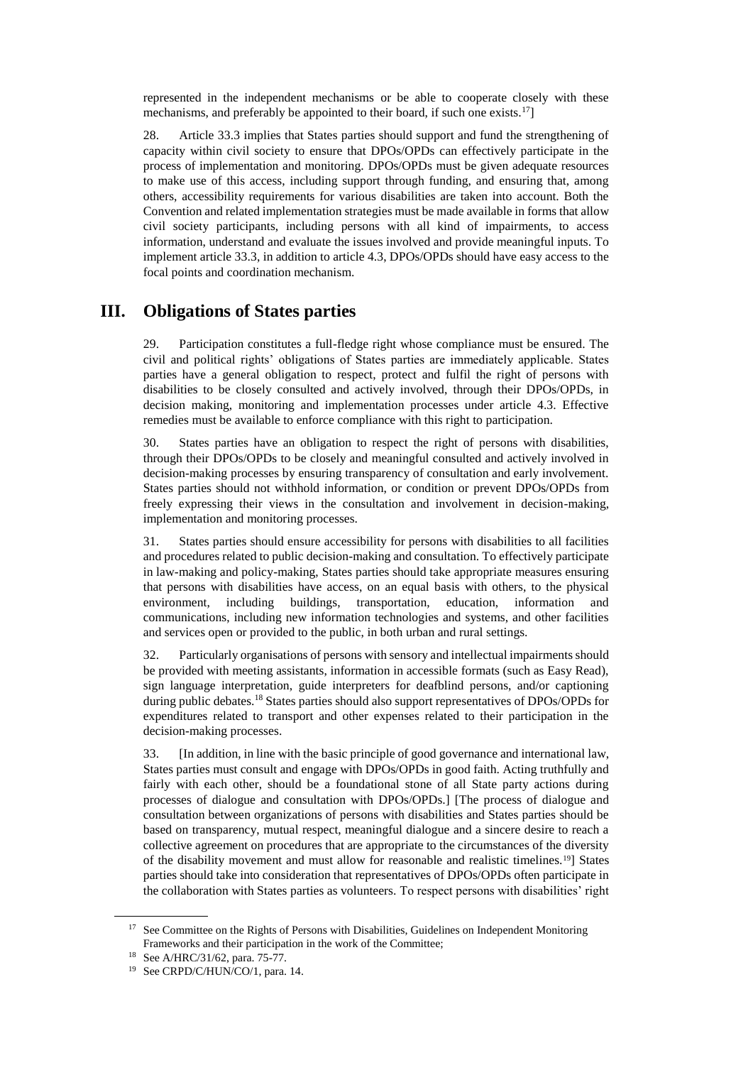represented in the independent mechanisms or be able to cooperate closely with these mechanisms, and preferably be appointed to their board, if such one exists.[17]]

28. Article 33.3 implies that States parties should support and fund the strengthening of capacity within civil society to ensure that DPOs/OPDs can effectively participate in the process of implementation and monitoring. DPOs/OPDs must be given adequate resources to make use of this access, including support through funding, and ensuring that, among others, accessibility requirements for various disabilities are taken into account. Both the Convention and related implementation strategies must be made available in forms that allow civil society participants, including persons with all kind of impairments, to access information, understand and evaluate the issues involved and provide meaningful inputs. To implement article 33.3, in addition to article 4.3, DPOs/OPDs should have easy access to the focal points and coordination mechanism.

## III. Obligations of States parties

29. Participation constitutes a full-fledge right whose compliance must be ensured. The civil and political rights' obligations of States parties are immediately applicable. States parties have a general obligation to respect, protect and fulfil the right of persons with disabilities to be closely consulted and actively involved, through their DPOs/OPDs, in decision making, monitoring and implementation processes under article 4.3. Effective remedies must be available to enforce compliance with this right to participation.

30. States parties have an obligation to respect the right of persons with disabilities, through their DPOs/OPDs to be closely and meaningful consulted and actively involved in decision-making processes by ensuring transparency of consultation and early involvement. States parties should not withhold information, or condition or prevent DPOs/OPDs from freely expressing their views in the consultation and involvement in decision-making, implementation and monitoring processes.

31. States parties should ensure accessibility for persons with disabilities to all facilities and procedures related to public decision-making and consultation. To effectively participate in law-making and policy-making, States parties should take appropriate measures ensuring that persons with disabilities have access, on an equal basis with others, to the physical environment, including buildings, transportation, education, information and communications, including new information technologies and systems, and other facilities and services open or provided to the public, in both urban and rural settings.

32. Particularly organisations of persons with sensory and intellectual impairments should be provided with meeting assistants, information in accessible formats (such as Easy Read), sign language interpretation, guide interpreters for deafblind persons, and/or captioning during public debates.[18] States parties should also support representatives of DPOs/OPDs for expenditures related to transport and other expenses related to their participation in the decision-making processes.

33. [In addition, in line with the basic principle of good governance and international law, States parties must consult and engage with DPOs/OPDs in good faith. Acting truthfully and fairly with each other, should be a foundational stone of all State party actions during processes of dialogue and consultation with DPOs/OPDs.] [The process of dialogue and consultation between organizations of persons with disabilities and States parties should be based on transparency, mutual respect, meaningful dialogue and a sincere desire to reach a collective agreement on procedures that are appropriate to the circumstances of the diversity of the disability movement and must allow for reasonable and realistic timelines.[19]] States parties should take into consideration that representatives of DPOs/OPDs often participate in the collaboration with States parties as volunteers. To respect persons with disabilities' right

---

[17] See Committee on the Rights of Persons with Disabilities, Guidelines on Independent Monitoring Frameworks and their participation in the work of the Committee;

[18] See A/HRC/31/62, para. 75-77.

[19] See CRPD/C/HUN/CO/1, para. 14.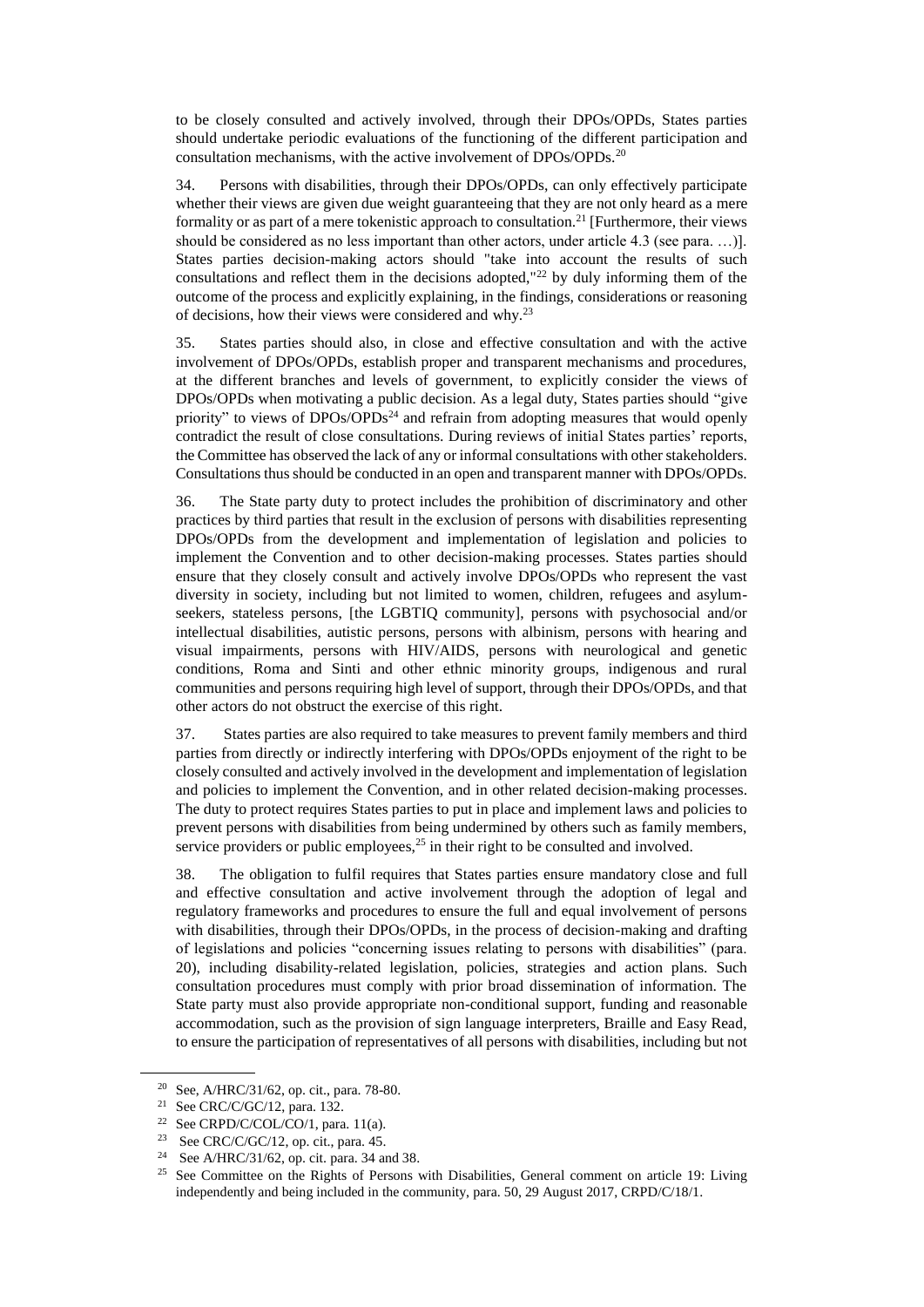to be closely consulted and actively involved, through their DPOs/OPDs, States parties should undertake periodic evaluations of the functioning of the different participation and consultation mechanisms, with the active involvement of DPOs/OPDs.[20]

34. Persons with disabilities, through their DPOs/OPDs, can only effectively participate whether their views are given due weight guaranteeing that they are not only heard as a mere formality or as part of a mere tokenistic approach to consultation.[21] [Furthermore, their views should be considered as no less important than other actors, under article 4.3 (see para. …)]. States parties decision-making actors should "take into account the results of such consultations and reflect them in the decisions adopted,"[22] by duly informing them of the outcome of the process and explicitly explaining, in the findings, considerations or reasoning of decisions, how their views were considered and why.[23]

35. States parties should also, in close and effective consultation and with the active involvement of DPOs/OPDs, establish proper and transparent mechanisms and procedures, at the different branches and levels of government, to explicitly consider the views of DPOs/OPDs when motivating a public decision. As a legal duty, States parties should "give priority" to views of DPOs/OPDs[24] and refrain from adopting measures that would openly contradict the result of close consultations. During reviews of initial States parties' reports, the Committee has observed the lack of any or informal consultations with other stakeholders. Consultations thus should be conducted in an open and transparent manner with DPOs/OPDs.

36. The State party duty to protect includes the prohibition of discriminatory and other practices by third parties that result in the exclusion of persons with disabilities representing DPOs/OPDs from the development and implementation of legislation and policies to implement the Convention and to other decision-making processes. States parties should ensure that they closely consult and actively involve DPOs/OPDs who represent the vast diversity in society, including but not limited to women, children, refugees and asylum-seekers, stateless persons, [the LGBTIQ community], persons with psychosocial and/or intellectual disabilities, autistic persons, persons with albinism, persons with hearing and visual impairments, persons with HIV/AIDS, persons with neurological and genetic conditions, Roma and Sinti and other ethnic minority groups, indigenous and rural communities and persons requiring high level of support, through their DPOs/OPDs, and that other actors do not obstruct the exercise of this right.

37. States parties are also required to take measures to prevent family members and third parties from directly or indirectly interfering with DPOs/OPDs enjoyment of the right to be closely consulted and actively involved in the development and implementation of legislation and policies to implement the Convention, and in other related decision-making processes. The duty to protect requires States parties to put in place and implement laws and policies to prevent persons with disabilities from being undermined by others such as family members, service providers or public employees,[25] in their right to be consulted and involved.

38. The obligation to fulfil requires that States parties ensure mandatory close and full and effective consultation and active involvement through the adoption of legal and regulatory frameworks and procedures to ensure the full and equal involvement of persons with disabilities, through their DPOs/OPDs, in the process of decision-making and drafting of legislations and policies "concerning issues relating to persons with disabilities" (para. 20), including disability-related legislation, policies, strategies and action plans. Such consultation procedures must comply with prior broad dissemination of information. The State party must also provide appropriate non-conditional support, funding and reasonable accommodation, such as the provision of sign language interpreters, Braille and Easy Read, to ensure the participation of representatives of all persons with disabilities, including but not

---

[20] See, A/HRC/31/62, op. cit., para. 78-80.

[21] See CRC/C/GC/12, para. 132.

[22] See CRPD/C/COL/CO/1, para. 11(a).

[23] See CRC/C/GC/12, op. cit., para. 45.

[24] See A/HRC/31/62, op. cit. para. 34 and 38.

[25] See Committee on the Rights of Persons with Disabilities, General comment on article 19: Living independently and being included in the community, para. 50, 29 August 2017, CRPD/C/18/1.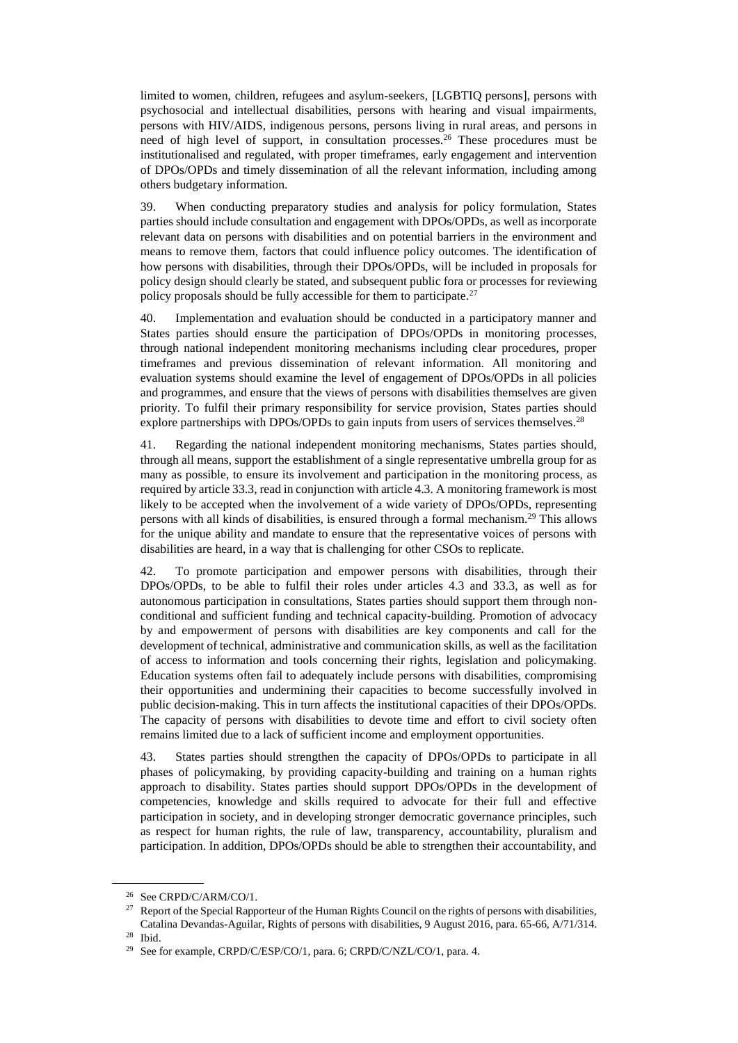limited to women, children, refugees and asylum-seekers, [LGBTIQ persons], persons with psychosocial and intellectual disabilities, persons with hearing and visual impairments, persons with HIV/AIDS, indigenous persons, persons living in rural areas, and persons in need of high level of support, in consultation processes.[26] These procedures must be institutionalised and regulated, with proper timeframes, early engagement and intervention of DPOs/OPDs and timely dissemination of all the relevant information, including among others budgetary information.

39. When conducting preparatory studies and analysis for policy formulation, States parties should include consultation and engagement with DPOs/OPDs, as well as incorporate relevant data on persons with disabilities and on potential barriers in the environment and means to remove them, factors that could influence policy outcomes. The identification of how persons with disabilities, through their DPOs/OPDs, will be included in proposals for policy design should clearly be stated, and subsequent public fora or processes for reviewing policy proposals should be fully accessible for them to participate.[27]

40. Implementation and evaluation should be conducted in a participatory manner and States parties should ensure the participation of DPOs/OPDs in monitoring processes, through national independent monitoring mechanisms including clear procedures, proper timeframes and previous dissemination of relevant information. All monitoring and evaluation systems should examine the level of engagement of DPOs/OPDs in all policies and programmes, and ensure that the views of persons with disabilities themselves are given priority. To fulfil their primary responsibility for service provision, States parties should explore partnerships with DPOs/OPDs to gain inputs from users of services themselves.[28]

41. Regarding the national independent monitoring mechanisms, States parties should, through all means, support the establishment of a single representative umbrella group for as many as possible, to ensure its involvement and participation in the monitoring process, as required by article 33.3, read in conjunction with article 4.3. A monitoring framework is most likely to be accepted when the involvement of a wide variety of DPOs/OPDs, representing persons with all kinds of disabilities, is ensured through a formal mechanism.[29] This allows for the unique ability and mandate to ensure that the representative voices of persons with disabilities are heard, in a way that is challenging for other CSOs to replicate.

42. To promote participation and empower persons with disabilities, through their DPOs/OPDs, to be able to fulfil their roles under articles 4.3 and 33.3, as well as for autonomous participation in consultations, States parties should support them through non-conditional and sufficient funding and technical capacity-building. Promotion of advocacy by and empowerment of persons with disabilities are key components and call for the development of technical, administrative and communication skills, as well as the facilitation of access to information and tools concerning their rights, legislation and policymaking. Education systems often fail to adequately include persons with disabilities, compromising their opportunities and undermining their capacities to become successfully involved in public decision-making. This in turn affects the institutional capacities of their DPOs/OPDs. The capacity of persons with disabilities to devote time and effort to civil society often remains limited due to a lack of sufficient income and employment opportunities.

43. States parties should strengthen the capacity of DPOs/OPDs to participate in all phases of policymaking, by providing capacity-building and training on a human rights approach to disability. States parties should support DPOs/OPDs in the development of competencies, knowledge and skills required to advocate for their full and effective participation in society, and in developing stronger democratic governance principles, such as respect for human rights, the rule of law, transparency, accountability, pluralism and participation. In addition, DPOs/OPDs should be able to strengthen their accountability, and

---

[26] See CRPD/C/ARM/CO/1.

[27] Report of the Special Rapporteur of the Human Rights Council on the rights of persons with disabilities, Catalina Devandas-Aguilar, Rights of persons with disabilities, 9 August 2016, para. 65-66, A/71/314.

[28] Ibid.

[29] See for example, CRPD/C/ESP/CO/1, para. 6; CRPD/C/NZL/CO/1, para. 4.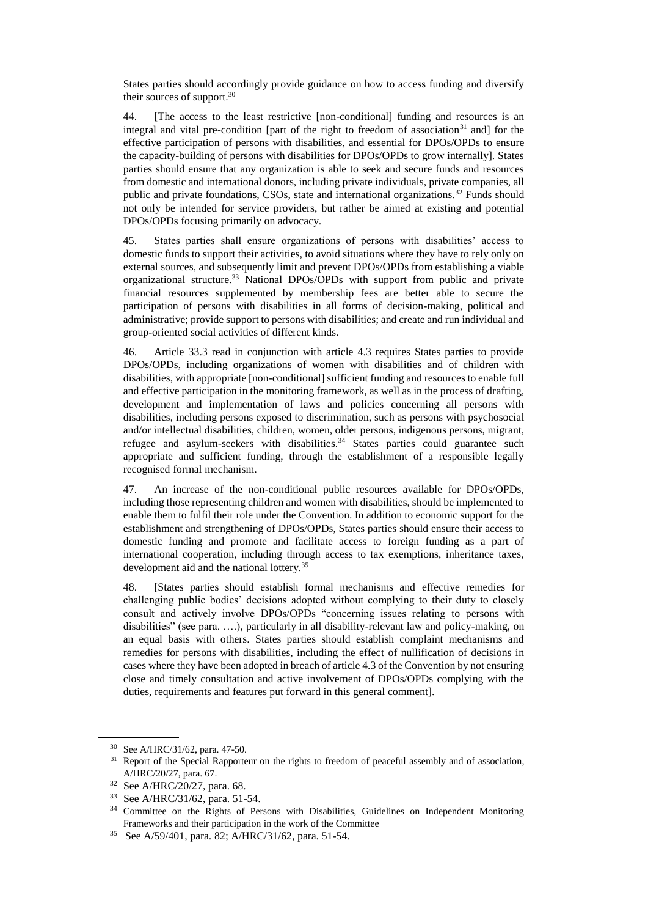States parties should accordingly provide guidance on how to access funding and diversify their sources of support.[30]

44. [The access to the least restrictive [non-conditional] funding and resources is an integral and vital pre-condition [part of the right to freedom of association[31] and] for the effective participation of persons with disabilities, and essential for DPOs/OPDs to ensure the capacity-building of persons with disabilities for DPOs/OPDs to grow internally]. States parties should ensure that any organization is able to seek and secure funds and resources from domestic and international donors, including private individuals, private companies, all public and private foundations, CSOs, state and international organizations.[32] Funds should not only be intended for service providers, but rather be aimed at existing and potential DPOs/OPDs focusing primarily on advocacy.

45. States parties shall ensure organizations of persons with disabilities' access to domestic funds to support their activities, to avoid situations where they have to rely only on external sources, and subsequently limit and prevent DPOs/OPDs from establishing a viable organizational structure.[33] National DPOs/OPDs with support from public and private financial resources supplemented by membership fees are better able to secure the participation of persons with disabilities in all forms of decision-making, political and administrative; provide support to persons with disabilities; and create and run individual and group-oriented social activities of different kinds.

46. Article 33.3 read in conjunction with article 4.3 requires States parties to provide DPOs/OPDs, including organizations of women with disabilities and of children with disabilities, with appropriate [non-conditional] sufficient funding and resources to enable full and effective participation in the monitoring framework, as well as in the process of drafting, development and implementation of laws and policies concerning all persons with disabilities, including persons exposed to discrimination, such as persons with psychosocial and/or intellectual disabilities, children, women, older persons, indigenous persons, migrant, refugee and asylum-seekers with disabilities.[34] States parties could guarantee such appropriate and sufficient funding, through the establishment of a responsible legally recognised formal mechanism.

47. An increase of the non-conditional public resources available for DPOs/OPDs, including those representing children and women with disabilities, should be implemented to enable them to fulfil their role under the Convention. In addition to economic support for the establishment and strengthening of DPOs/OPDs, States parties should ensure their access to domestic funding and promote and facilitate access to foreign funding as a part of international cooperation, including through access to tax exemptions, inheritance taxes, development aid and the national lottery.[35]

48. [States parties should establish formal mechanisms and effective remedies for challenging public bodies' decisions adopted without complying to their duty to closely consult and actively involve DPOs/OPDs "concerning issues relating to persons with disabilities" (see para. ….), particularly in all disability-relevant law and policy-making, on an equal basis with others. States parties should establish complaint mechanisms and remedies for persons with disabilities, including the effect of nullification of decisions in cases where they have been adopted in breach of article 4.3 of the Convention by not ensuring close and timely consultation and active involvement of DPOs/OPDs complying with the duties, requirements and features put forward in this general comment].

---

[30] See A/HRC/31/62, para. 47-50.

[31] Report of the Special Rapporteur on the rights to freedom of peaceful assembly and of association, A/HRC/20/27, para. 67.

[32] See A/HRC/20/27, para. 68.

[33] See A/HRC/31/62, para. 51-54.

[34] Committee on the Rights of Persons with Disabilities, Guidelines on Independent Monitoring Frameworks and their participation in the work of the Committee

[35] See A/59/401, para. 82; A/HRC/31/62, para. 51-54.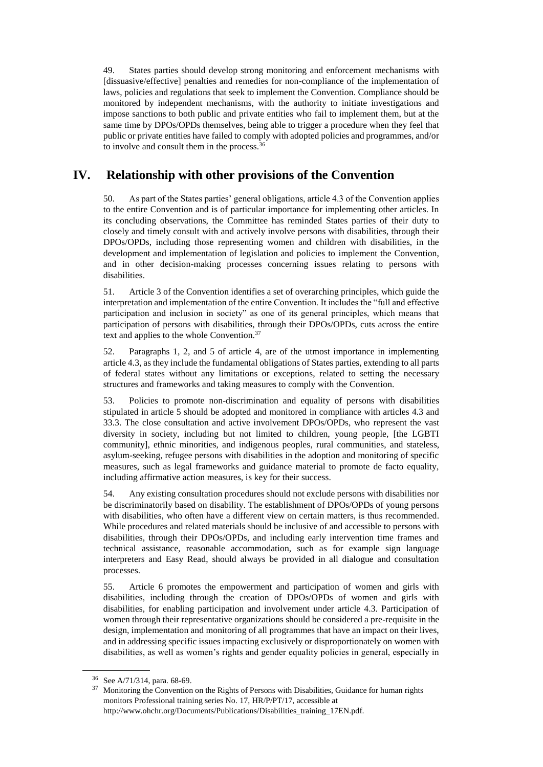49. States parties should develop strong monitoring and enforcement mechanisms with [dissuasive/effective] penalties and remedies for non-compliance of the implementation of laws, policies and regulations that seek to implement the Convention. Compliance should be monitored by independent mechanisms, with the authority to initiate investigations and impose sanctions to both public and private entities who fail to implement them, but at the same time by DPOs/OPDs themselves, being able to trigger a procedure when they feel that public or private entities have failed to comply with adopted policies and programmes, and/or to involve and consult them in the process.[36]

## IV. Relationship with other provisions of the Convention

50. As part of the States parties' general obligations, article 4.3 of the Convention applies to the entire Convention and is of particular importance for implementing other articles. In its concluding observations, the Committee has reminded States parties of their duty to closely and timely consult with and actively involve persons with disabilities, through their DPOs/OPDs, including those representing women and children with disabilities, in the development and implementation of legislation and policies to implement the Convention, and in other decision-making processes concerning issues relating to persons with disabilities.

51. Article 3 of the Convention identifies a set of overarching principles, which guide the interpretation and implementation of the entire Convention. It includes the "full and effective participation and inclusion in society" as one of its general principles, which means that participation of persons with disabilities, through their DPOs/OPDs, cuts across the entire text and applies to the whole Convention.[37]

52. Paragraphs 1, 2, and 5 of article 4, are of the utmost importance in implementing article 4.3, as they include the fundamental obligations of States parties, extending to all parts of federal states without any limitations or exceptions, related to setting the necessary structures and frameworks and taking measures to comply with the Convention.

53. Policies to promote non-discrimination and equality of persons with disabilities stipulated in article 5 should be adopted and monitored in compliance with articles 4.3 and 33.3. The close consultation and active involvement DPOs/OPDs, who represent the vast diversity in society, including but not limited to children, young people, [the LGBTI community], ethnic minorities, and indigenous peoples, rural communities, and stateless, asylum-seeking, refugee persons with disabilities in the adoption and monitoring of specific measures, such as legal frameworks and guidance material to promote de facto equality, including affirmative action measures, is key for their success.

54. Any existing consultation procedures should not exclude persons with disabilities nor be discriminatorily based on disability. The establishment of DPOs/OPDs of young persons with disabilities, who often have a different view on certain matters, is thus recommended. While procedures and related materials should be inclusive of and accessible to persons with disabilities, through their DPOs/OPDs, and including early intervention time frames and technical assistance, reasonable accommodation, such as for example sign language interpreters and Easy Read, should always be provided in all dialogue and consultation processes.

55. Article 6 promotes the empowerment and participation of women and girls with disabilities, including through the creation of DPOs/OPDs of women and girls with disabilities, for enabling participation and involvement under article 4.3. Participation of women through their representative organizations should be considered a pre-requisite in the design, implementation and monitoring of all programmes that have an impact on their lives, and in addressing specific issues impacting exclusively or disproportionately on women with disabilities, as well as women's rights and gender equality policies in general, especially in

---

[36] See A/71/314, para. 68-69.

[37] Monitoring the Convention on the Rights of Persons with Disabilities, Guidance for human rights monitors Professional training series No. 17, HR/P/PT/17, accessible at http://www.ohchr.org/Documents/Publications/Disabilities_training_17EN.pdf.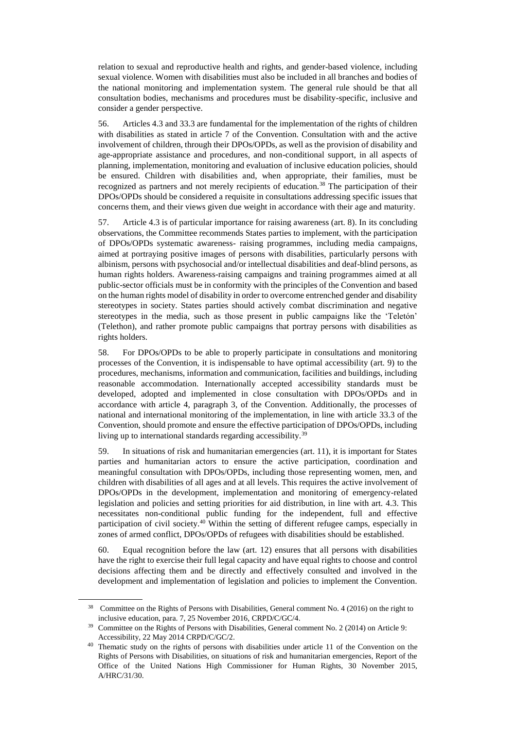relation to sexual and reproductive health and rights, and gender-based violence, including sexual violence. Women with disabilities must also be included in all branches and bodies of the national monitoring and implementation system. The general rule should be that all consultation bodies, mechanisms and procedures must be disability-specific, inclusive and consider a gender perspective.

56. Articles 4.3 and 33.3 are fundamental for the implementation of the rights of children with disabilities as stated in article 7 of the Convention. Consultation with and the active involvement of children, through their DPOs/OPDs, as well as the provision of disability and age-appropriate assistance and procedures, and non-conditional support, in all aspects of planning, implementation, monitoring and evaluation of inclusive education policies, should be ensured. Children with disabilities and, when appropriate, their families, must be recognized as partners and not merely recipients of education.[38] The participation of their DPOs/OPDs should be considered a requisite in consultations addressing specific issues that concerns them, and their views given due weight in accordance with their age and maturity.

57. Article 4.3 is of particular importance for raising awareness (art. 8). In its concluding observations, the Committee recommends States parties to implement, with the participation of DPOs/OPDs systematic awareness- raising programmes, including media campaigns, aimed at portraying positive images of persons with disabilities, particularly persons with albinism, persons with psychosocial and/or intellectual disabilities and deaf-blind persons, as human rights holders. Awareness-raising campaigns and training programmes aimed at all public-sector officials must be in conformity with the principles of the Convention and based on the human rights model of disability in order to overcome entrenched gender and disability stereotypes in society. States parties should actively combat discrimination and negative stereotypes in the media, such as those present in public campaigns like the 'Teletón' (Telethon), and rather promote public campaigns that portray persons with disabilities as rights holders.

58. For DPOs/OPDs to be able to properly participate in consultations and monitoring processes of the Convention, it is indispensable to have optimal accessibility (art. 9) to the procedures, mechanisms, information and communication, facilities and buildings, including reasonable accommodation. Internationally accepted accessibility standards must be developed, adopted and implemented in close consultation with DPOs/OPDs and in accordance with article 4, paragraph 3, of the Convention. Additionally, the processes of national and international monitoring of the implementation, in line with article 33.3 of the Convention, should promote and ensure the effective participation of DPOs/OPDs, including living up to international standards regarding accessibility.[39]

59. In situations of risk and humanitarian emergencies (art. 11), it is important for States parties and humanitarian actors to ensure the active participation, coordination and meaningful consultation with DPOs/OPDs, including those representing women, men, and children with disabilities of all ages and at all levels. This requires the active involvement of DPOs/OPDs in the development, implementation and monitoring of emergency-related legislation and policies and setting priorities for aid distribution, in line with art. 4.3. This necessitates non-conditional public funding for the independent, full and effective participation of civil society.[40] Within the setting of different refugee camps, especially in zones of armed conflict, DPOs/OPDs of refugees with disabilities should be established.

60. Equal recognition before the law (art. 12) ensures that all persons with disabilities have the right to exercise their full legal capacity and have equal rights to choose and control decisions affecting them and be directly and effectively consulted and involved in the development and implementation of legislation and policies to implement the Convention.

---

[38] Committee on the Rights of Persons with Disabilities, General comment No. 4 (2016) on the right to inclusive education, para. 7, 25 November 2016, CRPD/C/GC/4.

[39] Committee on the Rights of Persons with Disabilities, General comment No. 2 (2014) on Article 9: Accessibility, 22 May 2014 CRPD/C/GC/2.

[40] Thematic study on the rights of persons with disabilities under article 11 of the Convention on the Rights of Persons with Disabilities, on situations of risk and humanitarian emergencies, Report of the Office of the United Nations High Commissioner for Human Rights, 30 November 2015, A/HRC/31/30.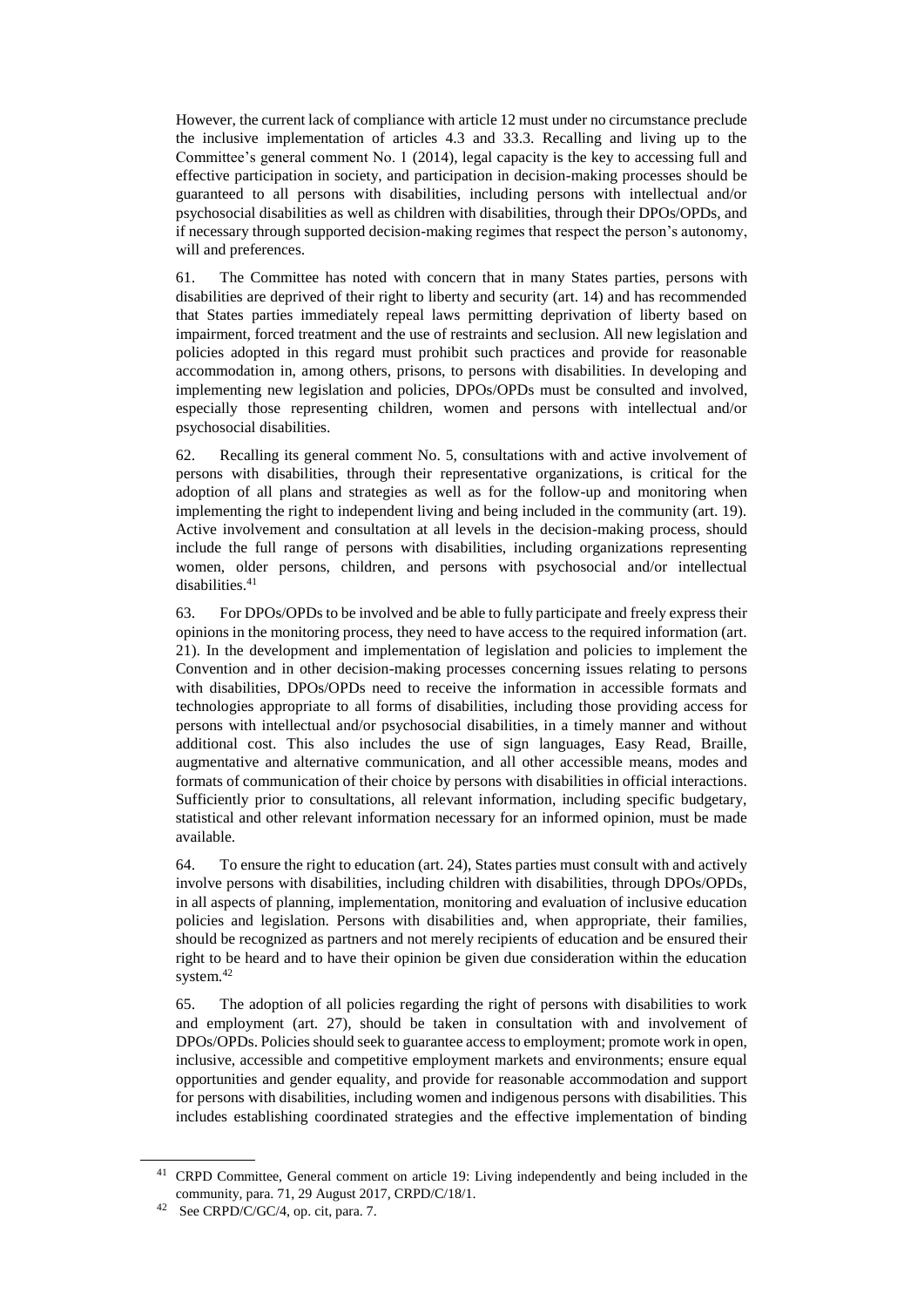However, the current lack of compliance with article 12 must under no circumstance preclude the inclusive implementation of articles 4.3 and 33.3. Recalling and living up to the Committee's general comment No. 1 (2014), legal capacity is the key to accessing full and effective participation in society, and participation in decision-making processes should be guaranteed to all persons with disabilities, including persons with intellectual and/or psychosocial disabilities as well as children with disabilities, through their DPOs/OPDs, and if necessary through supported decision-making regimes that respect the person's autonomy, will and preferences.

61. The Committee has noted with concern that in many States parties, persons with disabilities are deprived of their right to liberty and security (art. 14) and has recommended that States parties immediately repeal laws permitting deprivation of liberty based on impairment, forced treatment and the use of restraints and seclusion. All new legislation and policies adopted in this regard must prohibit such practices and provide for reasonable accommodation in, among others, prisons, to persons with disabilities. In developing and implementing new legislation and policies, DPOs/OPDs must be consulted and involved, especially those representing children, women and persons with intellectual and/or psychosocial disabilities.

62. Recalling its general comment No. 5, consultations with and active involvement of persons with disabilities, through their representative organizations, is critical for the adoption of all plans and strategies as well as for the follow-up and monitoring when implementing the right to independent living and being included in the community (art. 19). Active involvement and consultation at all levels in the decision-making process, should include the full range of persons with disabilities, including organizations representing women, older persons, children, and persons with psychosocial and/or intellectual disabilities.[41]

63. For DPOs/OPDs to be involved and be able to fully participate and freely express their opinions in the monitoring process, they need to have access to the required information (art. 21). In the development and implementation of legislation and policies to implement the Convention and in other decision-making processes concerning issues relating to persons with disabilities, DPOs/OPDs need to receive the information in accessible formats and technologies appropriate to all forms of disabilities, including those providing access for persons with intellectual and/or psychosocial disabilities, in a timely manner and without additional cost. This also includes the use of sign languages, Easy Read, Braille, augmentative and alternative communication, and all other accessible means, modes and formats of communication of their choice by persons with disabilities in official interactions. Sufficiently prior to consultations, all relevant information, including specific budgetary, statistical and other relevant information necessary for an informed opinion, must be made available.

64. To ensure the right to education (art. 24), States parties must consult with and actively involve persons with disabilities, including children with disabilities, through DPOs/OPDs, in all aspects of planning, implementation, monitoring and evaluation of inclusive education policies and legislation. Persons with disabilities and, when appropriate, their families, should be recognized as partners and not merely recipients of education and be ensured their right to be heard and to have their opinion be given due consideration within the education system.[42]

65. The adoption of all policies regarding the right of persons with disabilities to work and employment (art. 27), should be taken in consultation with and involvement of DPOs/OPDs. Policies should seek to guarantee access to employment; promote work in open, inclusive, accessible and competitive employment markets and environments; ensure equal opportunities and gender equality, and provide for reasonable accommodation and support for persons with disabilities, including women and indigenous persons with disabilities. This includes establishing coordinated strategies and the effective implementation of binding

---

[41] CRPD Committee, General comment on article 19: Living independently and being included in the community, para. 71, 29 August 2017, CRPD/C/18/1.

[42] See CRPD/C/GC/4, op. cit, para. 7.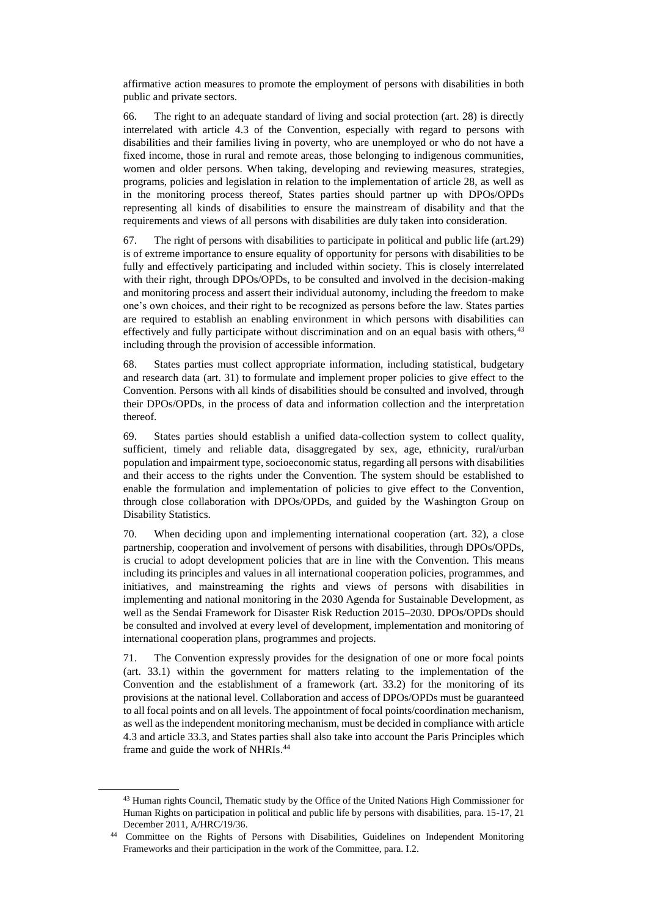affirmative action measures to promote the employment of persons with disabilities in both public and private sectors.

66. The right to an adequate standard of living and social protection (art. 28) is directly interrelated with article 4.3 of the Convention, especially with regard to persons with disabilities and their families living in poverty, who are unemployed or who do not have a fixed income, those in rural and remote areas, those belonging to indigenous communities, women and older persons. When taking, developing and reviewing measures, strategies, programs, policies and legislation in relation to the implementation of article 28, as well as in the monitoring process thereof, States parties should partner up with DPOs/OPDs representing all kinds of disabilities to ensure the mainstream of disability and that the requirements and views of all persons with disabilities are duly taken into consideration.

67. The right of persons with disabilities to participate in political and public life (art.29) is of extreme importance to ensure equality of opportunity for persons with disabilities to be fully and effectively participating and included within society. This is closely interrelated with their right, through DPOs/OPDs, to be consulted and involved in the decision-making and monitoring process and assert their individual autonomy, including the freedom to make one's own choices, and their right to be recognized as persons before the law. States parties are required to establish an enabling environment in which persons with disabilities can effectively and fully participate without discrimination and on an equal basis with others,[43] including through the provision of accessible information.

68. States parties must collect appropriate information, including statistical, budgetary and research data (art. 31) to formulate and implement proper policies to give effect to the Convention. Persons with all kinds of disabilities should be consulted and involved, through their DPOs/OPDs, in the process of data and information collection and the interpretation thereof.

69. States parties should establish a unified data-collection system to collect quality, sufficient, timely and reliable data, disaggregated by sex, age, ethnicity, rural/urban population and impairment type, socioeconomic status, regarding all persons with disabilities and their access to the rights under the Convention. The system should be established to enable the formulation and implementation of policies to give effect to the Convention, through close collaboration with DPOs/OPDs, and guided by the Washington Group on Disability Statistics.

70. When deciding upon and implementing international cooperation (art. 32), a close partnership, cooperation and involvement of persons with disabilities, through DPOs/OPDs, is crucial to adopt development policies that are in line with the Convention. This means including its principles and values in all international cooperation policies, programmes, and initiatives, and mainstreaming the rights and views of persons with disabilities in implementing and national monitoring in the 2030 Agenda for Sustainable Development, as well as the Sendai Framework for Disaster Risk Reduction 2015–2030. DPOs/OPDs should be consulted and involved at every level of development, implementation and monitoring of international cooperation plans, programmes and projects.

71. The Convention expressly provides for the designation of one or more focal points (art. 33.1) within the government for matters relating to the implementation of the Convention and the establishment of a framework (art. 33.2) for the monitoring of its provisions at the national level. Collaboration and access of DPOs/OPDs must be guaranteed to all focal points and on all levels. The appointment of focal points/coordination mechanism, as well as the independent monitoring mechanism, must be decided in compliance with article 4.3 and article 33.3, and States parties shall also take into account the Paris Principles which frame and guide the work of NHRIs.[44]

---

[43] Human rights Council, Thematic study by the Office of the United Nations High Commissioner for Human Rights on participation in political and public life by persons with disabilities, para. 15-17, 21 December 2011, A/HRC/19/36.

[44] Committee on the Rights of Persons with Disabilities, Guidelines on Independent Monitoring Frameworks and their participation in the work of the Committee, para. I.2.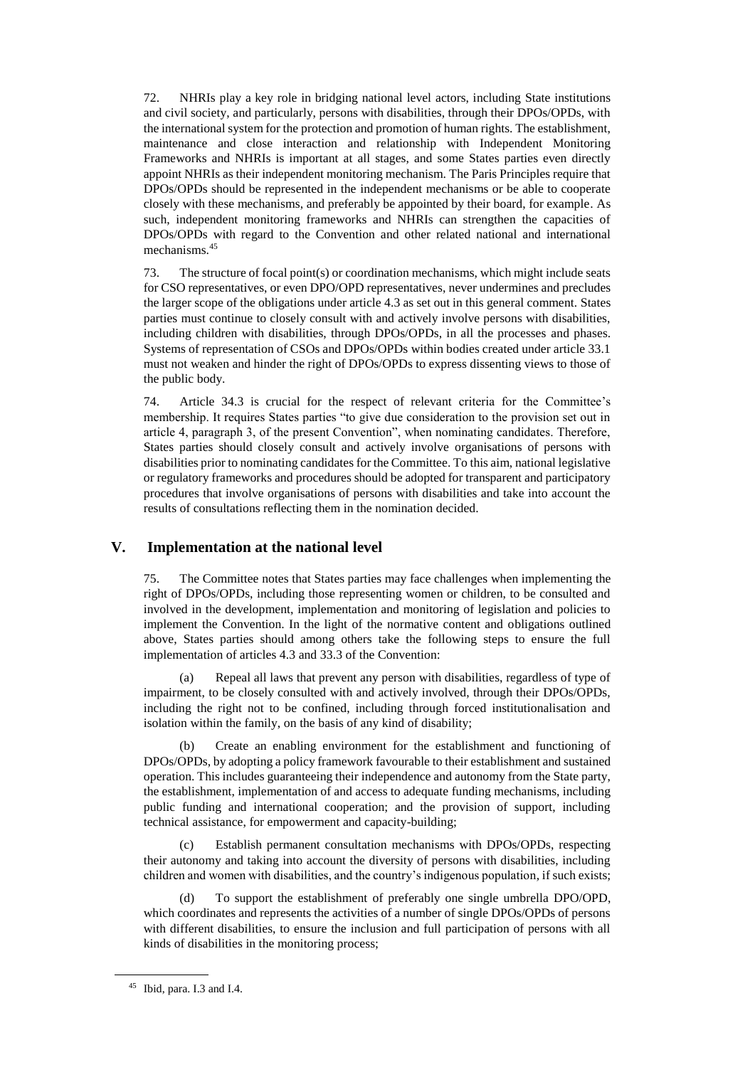72. NHRIs play a key role in bridging national level actors, including State institutions and civil society, and particularly, persons with disabilities, through their DPOs/OPDs, with the international system for the protection and promotion of human rights. The establishment, maintenance and close interaction and relationship with Independent Monitoring Frameworks and NHRIs is important at all stages, and some States parties even directly appoint NHRIs as their independent monitoring mechanism. The Paris Principles require that DPOs/OPDs should be represented in the independent mechanisms or be able to cooperate closely with these mechanisms, and preferably be appointed by their board, for example. As such, independent monitoring frameworks and NHRIs can strengthen the capacities of DPOs/OPDs with regard to the Convention and other related national and international mechanisms.[45]

73. The structure of focal point(s) or coordination mechanisms, which might include seats for CSO representatives, or even DPO/OPD representatives, never undermines and precludes the larger scope of the obligations under article 4.3 as set out in this general comment. States parties must continue to closely consult with and actively involve persons with disabilities, including children with disabilities, through DPOs/OPDs, in all the processes and phases. Systems of representation of CSOs and DPOs/OPDs within bodies created under article 33.1 must not weaken and hinder the right of DPOs/OPDs to express dissenting views to those of the public body.

74. Article 34.3 is crucial for the respect of relevant criteria for the Committee's membership. It requires States parties "to give due consideration to the provision set out in article 4, paragraph 3, of the present Convention", when nominating candidates. Therefore, States parties should closely consult and actively involve organisations of persons with disabilities prior to nominating candidates for the Committee. To this aim, national legislative or regulatory frameworks and procedures should be adopted for transparent and participatory procedures that involve organisations of persons with disabilities and take into account the results of consultations reflecting them in the nomination decided.

## V. Implementation at the national level

75. The Committee notes that States parties may face challenges when implementing the right of DPOs/OPDs, including those representing women or children, to be consulted and involved in the development, implementation and monitoring of legislation and policies to implement the Convention. In the light of the normative content and obligations outlined above, States parties should among others take the following steps to ensure the full implementation of articles 4.3 and 33.3 of the Convention:

(a) Repeal all laws that prevent any person with disabilities, regardless of type of impairment, to be closely consulted with and actively involved, through their DPOs/OPDs, including the right not to be confined, including through forced institutionalisation and isolation within the family, on the basis of any kind of disability;

(b) Create an enabling environment for the establishment and functioning of DPOs/OPDs, by adopting a policy framework favourable to their establishment and sustained operation. This includes guaranteeing their independence and autonomy from the State party, the establishment, implementation of and access to adequate funding mechanisms, including public funding and international cooperation; and the provision of support, including technical assistance, for empowerment and capacity-building;

(c) Establish permanent consultation mechanisms with DPOs/OPDs, respecting their autonomy and taking into account the diversity of persons with disabilities, including children and women with disabilities, and the country's indigenous population, if such exists;

(d) To support the establishment of preferably one single umbrella DPO/OPD, which coordinates and represents the activities of a number of single DPOs/OPDs of persons with different disabilities, to ensure the inclusion and full participation of persons with all kinds of disabilities in the monitoring process;

[45] Ibid, para. I.3 and I.4.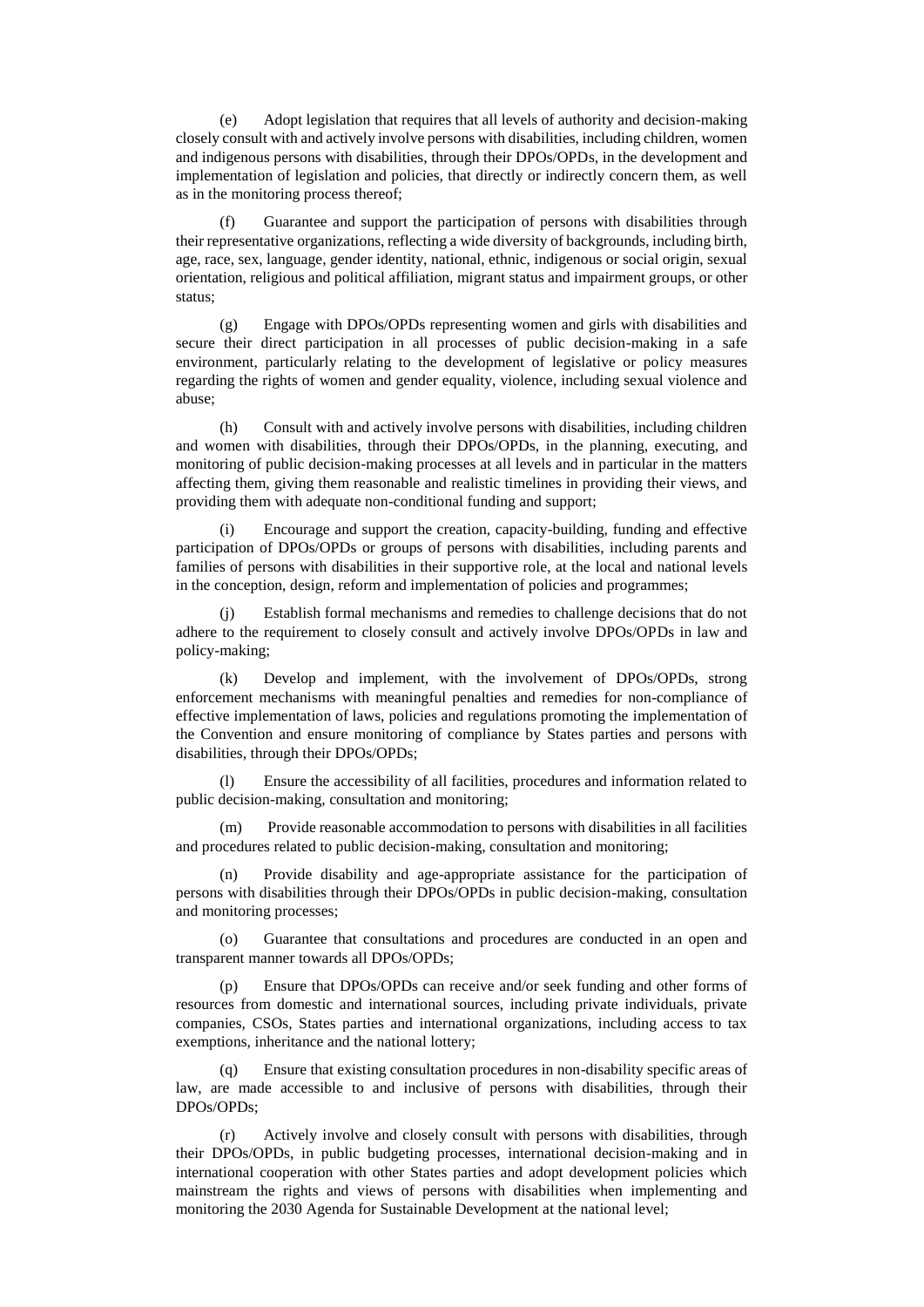(e) Adopt legislation that requires that all levels of authority and decision-making closely consult with and actively involve persons with disabilities, including children, women and indigenous persons with disabilities, through their DPOs/OPDs, in the development and implementation of legislation and policies, that directly or indirectly concern them, as well as in the monitoring process thereof;

(f) Guarantee and support the participation of persons with disabilities through their representative organizations, reflecting a wide diversity of backgrounds, including birth, age, race, sex, language, gender identity, national, ethnic, indigenous or social origin, sexual orientation, religious and political affiliation, migrant status and impairment groups, or other status;

(g) Engage with DPOs/OPDs representing women and girls with disabilities and secure their direct participation in all processes of public decision-making in a safe environment, particularly relating to the development of legislative or policy measures regarding the rights of women and gender equality, violence, including sexual violence and abuse;

(h) Consult with and actively involve persons with disabilities, including children and women with disabilities, through their DPOs/OPDs, in the planning, executing, and monitoring of public decision-making processes at all levels and in particular in the matters affecting them, giving them reasonable and realistic timelines in providing their views, and providing them with adequate non-conditional funding and support;

(i) Encourage and support the creation, capacity-building, funding and effective participation of DPOs/OPDs or groups of persons with disabilities, including parents and families of persons with disabilities in their supportive role, at the local and national levels in the conception, design, reform and implementation of policies and programmes;

(j) Establish formal mechanisms and remedies to challenge decisions that do not adhere to the requirement to closely consult and actively involve DPOs/OPDs in law and policy-making;

(k) Develop and implement, with the involvement of DPOs/OPDs, strong enforcement mechanisms with meaningful penalties and remedies for non-compliance of effective implementation of laws, policies and regulations promoting the implementation of the Convention and ensure monitoring of compliance by States parties and persons with disabilities, through their DPOs/OPDs;

(l) Ensure the accessibility of all facilities, procedures and information related to public decision-making, consultation and monitoring;

(m) Provide reasonable accommodation to persons with disabilities in all facilities and procedures related to public decision-making, consultation and monitoring;

(n) Provide disability and age-appropriate assistance for the participation of persons with disabilities through their DPOs/OPDs in public decision-making, consultation and monitoring processes;

(o) Guarantee that consultations and procedures are conducted in an open and transparent manner towards all DPOs/OPDs;

(p) Ensure that DPOs/OPDs can receive and/or seek funding and other forms of resources from domestic and international sources, including private individuals, private companies, CSOs, States parties and international organizations, including access to tax exemptions, inheritance and the national lottery;

(q) Ensure that existing consultation procedures in non-disability specific areas of law, are made accessible to and inclusive of persons with disabilities, through their DPOs/OPDs;

(r) Actively involve and closely consult with persons with disabilities, through their DPOs/OPDs, in public budgeting processes, international decision-making and in international cooperation with other States parties and adopt development policies which mainstream the rights and views of persons with disabilities when implementing and monitoring the 2030 Agenda for Sustainable Development at the national level;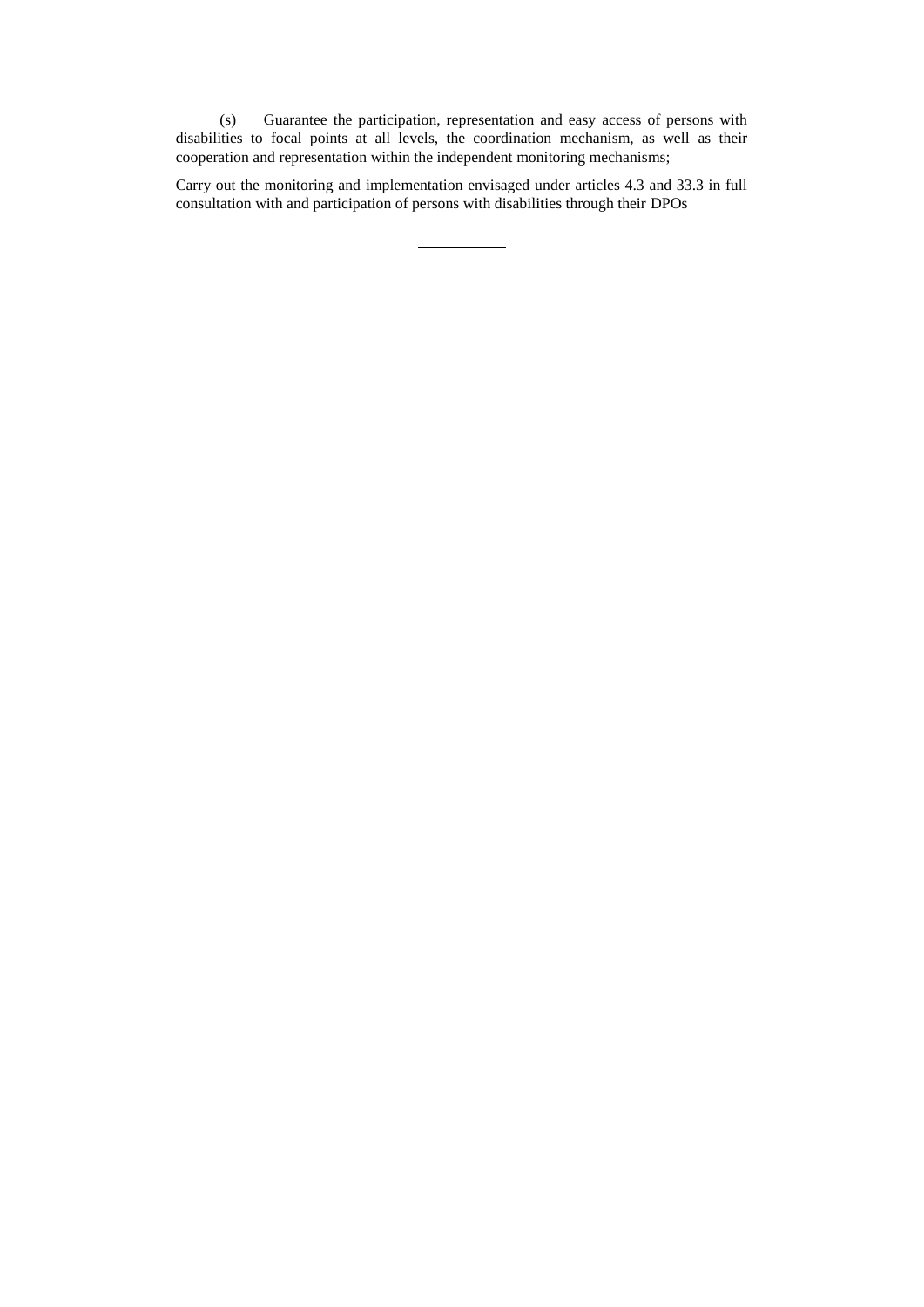(s) Guarantee the participation, representation and easy access of persons with disabilities to focal points at all levels, the coordination mechanism, as well as their cooperation and representation within the independent monitoring mechanisms;

Carry out the monitoring and implementation envisaged under articles 4.3 and 33.3 in full consultation with and participation of persons with disabilities through their DPOs